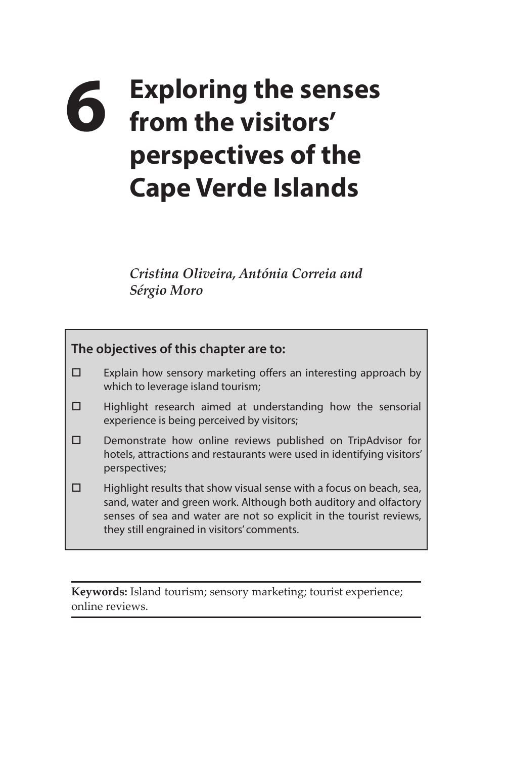# 6 Exploring the senses from the visitors' perspectives of the Cape Verde Islands

*Cristina Oliveira, Antónia Correia and Sérgio Moro*

**The objectives of this chapter are to:**

- ☐ Explain how sensory marketing offers an interesting approach by which to leverage island tourism;
- ☐ Highlight research aimed at understanding how the sensorial experience is being perceived by visitors;
- ☐ Demonstrate how online reviews published on TripAdvisor for hotels, attractions and restaurants were used in identifying visitors' perspectives;
- ☐ Highlight results that show visual sense with a focus on beach, sea, sand, water and green work. Although both auditory and olfactory senses of sea and water are not so explicit in the tourist reviews, they still engrained in visitors' comments.

**Keywords:** Island tourism; sensory marketing; tourist experience; online reviews.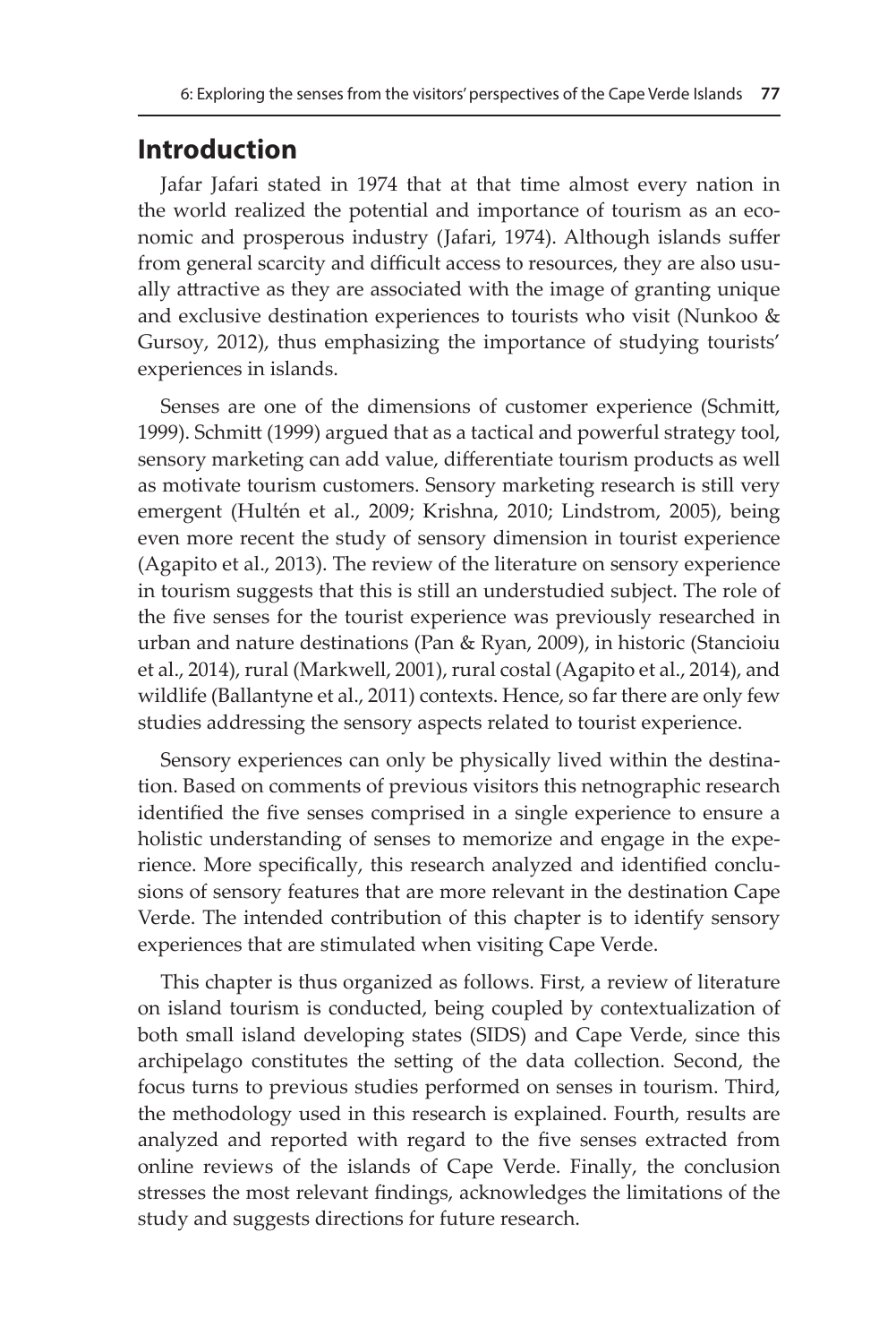## Introduction

Jafar Jafari stated in 1974 that at that time almost every nation in the world realized the potential and importance of tourism as an economic and prosperous industry (Jafari, 1974). Although islands suffer from general scarcity and difficult access to resources, they are also usually attractive as they are associated with the image of granting unique and exclusive destination experiences to tourists who visit (Nunkoo & Gursoy, 2012), thus emphasizing the importance of studying tourists' experiences in islands.

Senses are one of the dimensions of customer experience (Schmitt, 1999). Schmitt (1999) argued that as a tactical and powerful strategy tool, sensory marketing can add value, differentiate tourism products as well as motivate tourism customers. Sensory marketing research is still very emergent (Hultén et al., 2009; Krishna, 2010; Lindstrom, 2005), being even more recent the study of sensory dimension in tourist experience (Agapito et al., 2013). The review of the literature on sensory experience in tourism suggests that this is still an understudied subject. The role of the five senses for the tourist experience was previously researched in urban and nature destinations (Pan & Ryan, 2009), in historic (Stancioiu et al., 2014), rural (Markwell, 2001), rural costal (Agapito et al., 2014), and wildlife (Ballantyne et al., 2011) contexts. Hence, so far there are only few studies addressing the sensory aspects related to tourist experience.

Sensory experiences can only be physically lived within the destination. Based on comments of previous visitors this netnographic research identified the five senses comprised in a single experience to ensure a holistic understanding of senses to memorize and engage in the experience. More specifically, this research analyzed and identified conclusions of sensory features that are more relevant in the destination Cape Verde. The intended contribution of this chapter is to identify sensory experiences that are stimulated when visiting Cape Verde.

This chapter is thus organized as follows. First, a review of literature on island tourism is conducted, being coupled by contextualization of both small island developing states (SIDS) and Cape Verde, since this archipelago constitutes the setting of the data collection. Second, the focus turns to previous studies performed on senses in tourism. Third, the methodology used in this research is explained. Fourth, results are analyzed and reported with regard to the five senses extracted from online reviews of the islands of Cape Verde. Finally, the conclusion stresses the most relevant findings, acknowledges the limitations of the study and suggests directions for future research.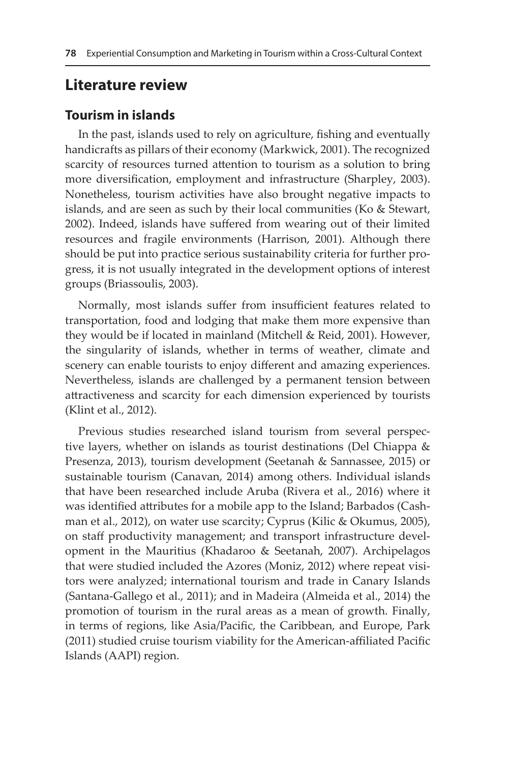## Literature review

### Tourism in islands

In the past, islands used to rely on agriculture, fishing and eventually handicrafts as pillars of their economy (Markwick, 2001). The recognized scarcity of resources turned attention to tourism as a solution to bring more diversification, employment and infrastructure (Sharpley, 2003). Nonetheless, tourism activities have also brought negative impacts to islands, and are seen as such by their local communities (Ko & Stewart, 2002). Indeed, islands have suffered from wearing out of their limited resources and fragile environments (Harrison, 2001). Although there should be put into practice serious sustainability criteria for further progress, it is not usually integrated in the development options of interest groups (Briassoulis, 2003).

Normally, most islands suffer from insufficient features related to transportation, food and lodging that make them more expensive than they would be if located in mainland (Mitchell & Reid, 2001). However, the singularity of islands, whether in terms of weather, climate and scenery can enable tourists to enjoy different and amazing experiences. Nevertheless, islands are challenged by a permanent tension between attractiveness and scarcity for each dimension experienced by tourists (Klint et al., 2012).

Previous studies researched island tourism from several perspective layers, whether on islands as tourist destinations (Del Chiappa & Presenza, 2013), tourism development (Seetanah & Sannassee, 2015) or sustainable tourism (Canavan, 2014) among others. Individual islands that have been researched include Aruba (Rivera et al., 2016) where it was identified attributes for a mobile app to the Island; Barbados (Cashman et al., 2012), on water use scarcity; Cyprus (Kilic & Okumus, 2005), on staff productivity management; and transport infrastructure development in the Mauritius (Khadaroo & Seetanah, 2007). Archipelagos that were studied included the Azores (Moniz, 2012) where repeat visitors were analyzed; international tourism and trade in Canary Islands (Santana-Gallego et al., 2011); and in Madeira (Almeida et al., 2014) the promotion of tourism in the rural areas as a mean of growth. Finally, in terms of regions, like Asia/Pacific, the Caribbean, and Europe, Park (2011) studied cruise tourism viability for the American-affiliated Pacific Islands (AAPI) region.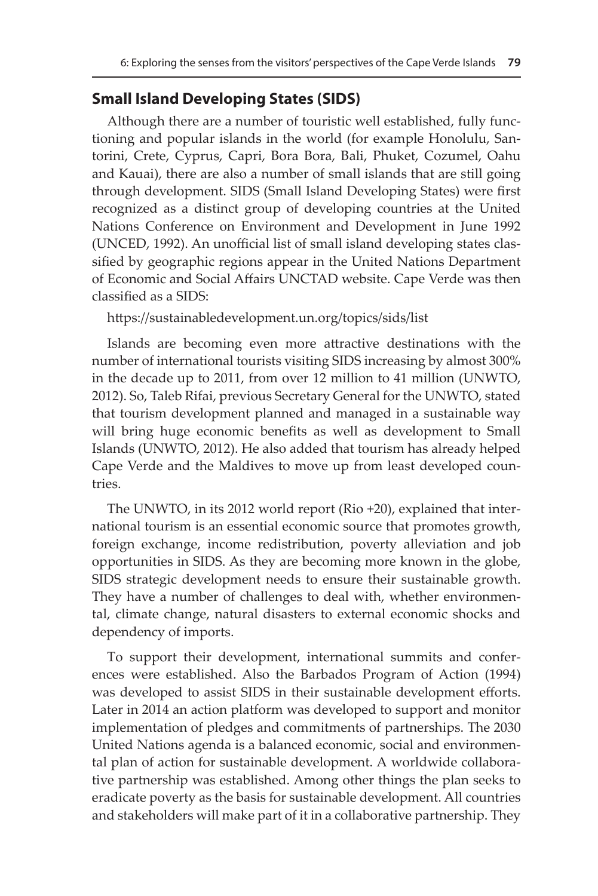## Small Island Developing States (SIDS)

Although there are a number of touristic well established, fully functioning and popular islands in the world (for example Honolulu, Santorini, Crete, Cyprus, Capri, Bora Bora, Bali, Phuket, Cozumel, Oahu and Kauai), there are also a number of small islands that are still going through development. SIDS (Small Island Developing States) were first recognized as a distinct group of developing countries at the United Nations Conference on Environment and Development in June 1992 (UNCED, 1992). An unofficial list of small island developing states classified by geographic regions appear in the United Nations Department of Economic and Social Affairs UNCTAD website. Cape Verde was then classified as a SIDS:

https://sustainabledevelopment.un.org/topics/sids/list

Islands are becoming even more attractive destinations with the number of international tourists visiting SIDS increasing by almost 300% in the decade up to 2011, from over 12 million to 41 million (UNWTO, 2012). So, Taleb Rifai, previous Secretary General for the UNWTO, stated that tourism development planned and managed in a sustainable way will bring huge economic benefits as well as development to Small Islands (UNWTO, 2012). He also added that tourism has already helped Cape Verde and the Maldives to move up from least developed countries.

The UNWTO, in its 2012 world report (Rio +20), explained that international tourism is an essential economic source that promotes growth, foreign exchange, income redistribution, poverty alleviation and job opportunities in SIDS. As they are becoming more known in the globe, SIDS strategic development needs to ensure their sustainable growth. They have a number of challenges to deal with, whether environmental, climate change, natural disasters to external economic shocks and dependency of imports.

To support their development, international summits and conferences were established. Also the Barbados Program of Action (1994) was developed to assist SIDS in their sustainable development efforts. Later in 2014 an action platform was developed to support and monitor implementation of pledges and commitments of partnerships. The 2030 United Nations agenda is a balanced economic, social and environmental plan of action for sustainable development. A worldwide collaborative partnership was established. Among other things the plan seeks to eradicate poverty as the basis for sustainable development. All countries and stakeholders will make part of it in a collaborative partnership. They